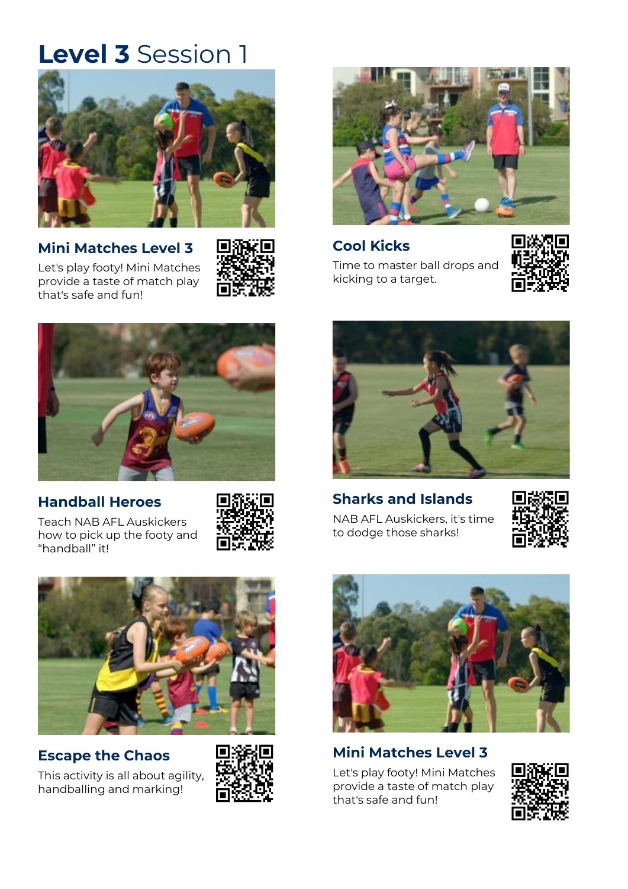# Level 3 Session 1

## Mini Matches Level 3

Let's play footy! Mini Matches provide a taste of match play that's safe and fun!

## Cool Kicks

Time to master ball drops and kicking to a target.

## Handball Heroes

Teach NAB AFL Auskickers how to pick up the footy and "handball" it!

## Sharks and Islands

NAB AFL Auskickers, it's time to dodge those sharks!

## Escape the Chaos

This activity is all about agility, handballing and marking!

## Mini Matches Level 3

Let's play footy! Mini Matches provide a taste of match play that's safe and fun!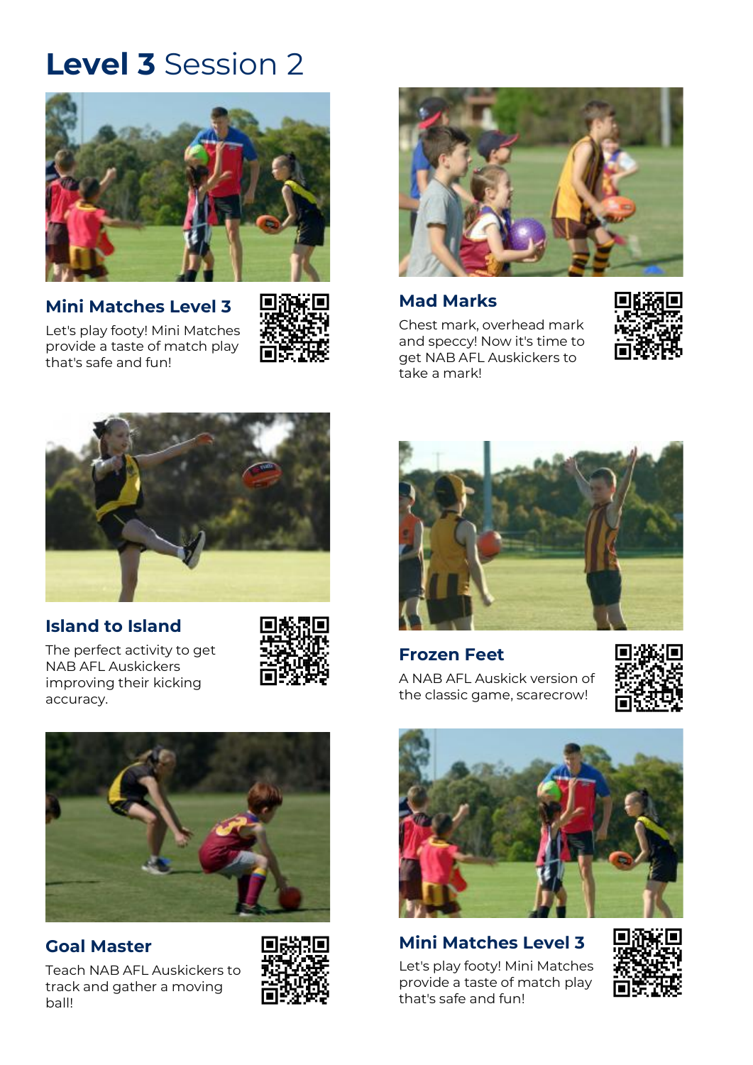# **Level 3** Session 2

### Mini Matches Level 3

Let's play footy! Mini Matches provide a taste of match play that's safe and fun!

### Mad Marks

Chest mark, overhead mark and speccy! Now it's time to get NAB AFL Auskickers to take a mark!

### Island to Island

The perfect activity to get NAB AFL Auskickers improving their kicking accuracy.

### Frozen Feet

A NAB AFL Auskick version of the classic game, scarecrow!

### Goal Master

Teach NAB AFL Auskickers to track and gather a moving ball!

### Mini Matches Level 3

Let's play footy! Mini Matches provide a taste of match play that's safe and fun!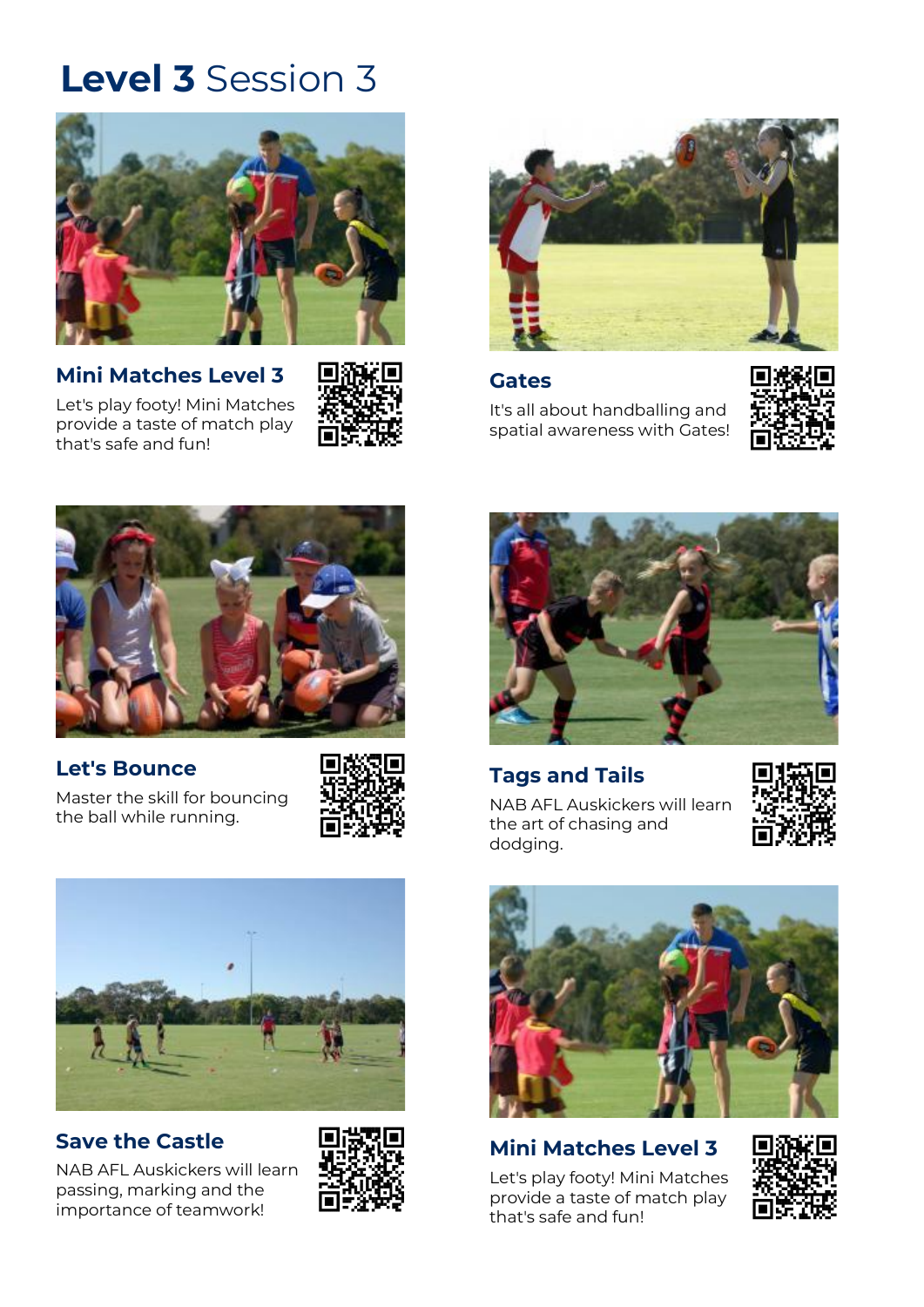# **Level 3** Session 3

### Mini Matches Level 3

Let's play footy! Mini Matches provide a taste of match play that's safe and fun!

### Gates

It's all about handballing and spatial awareness with Gates!

### Let's Bounce

Master the skill for bouncing the ball while running.

### Tags and Tails

NAB AFL Auskickers will learn the art of chasing and dodging.

### Save the Castle

NAB AFL Auskickers will learn passing, marking and the importance of teamwork!

### Mini Matches Level 3

Let's play footy! Mini Matches provide a taste of match play that's safe and fun!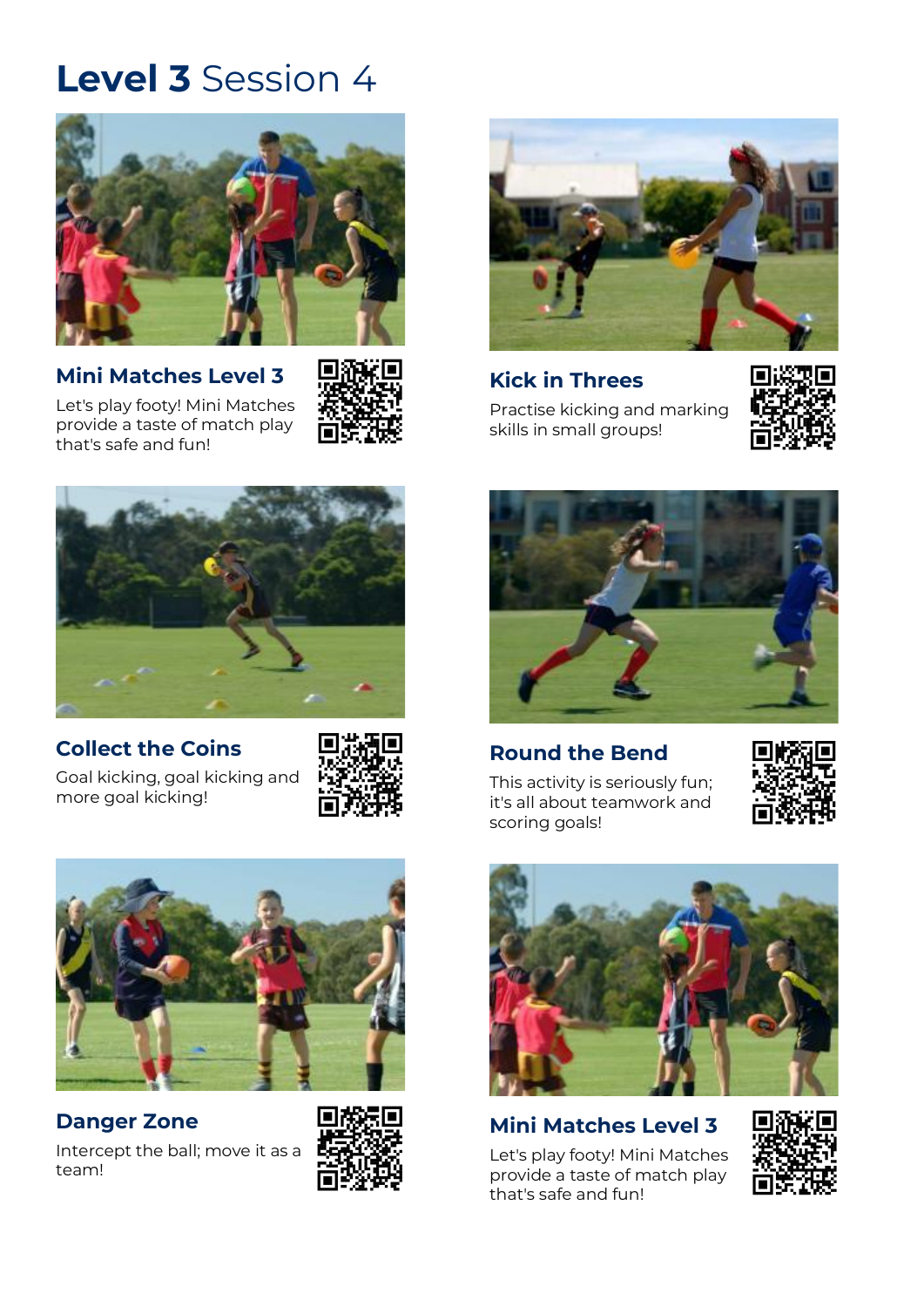# **Level 3** Session 4

### Mini Matches Level 3

Let's play footy! Mini Matches provide a taste of match play that's safe and fun!

### Kick in Threes

Practise kicking and marking skills in small groups!

### Collect the Coins

Goal kicking, goal kicking and more goal kicking!

### Round the Bend

This activity is seriously fun; it's all about teamwork and scoring goals!

### Danger Zone

Intercept the ball; move it as a team!

### Mini Matches Level 3

Let's play footy! Mini Matches provide a taste of match play that's safe and fun!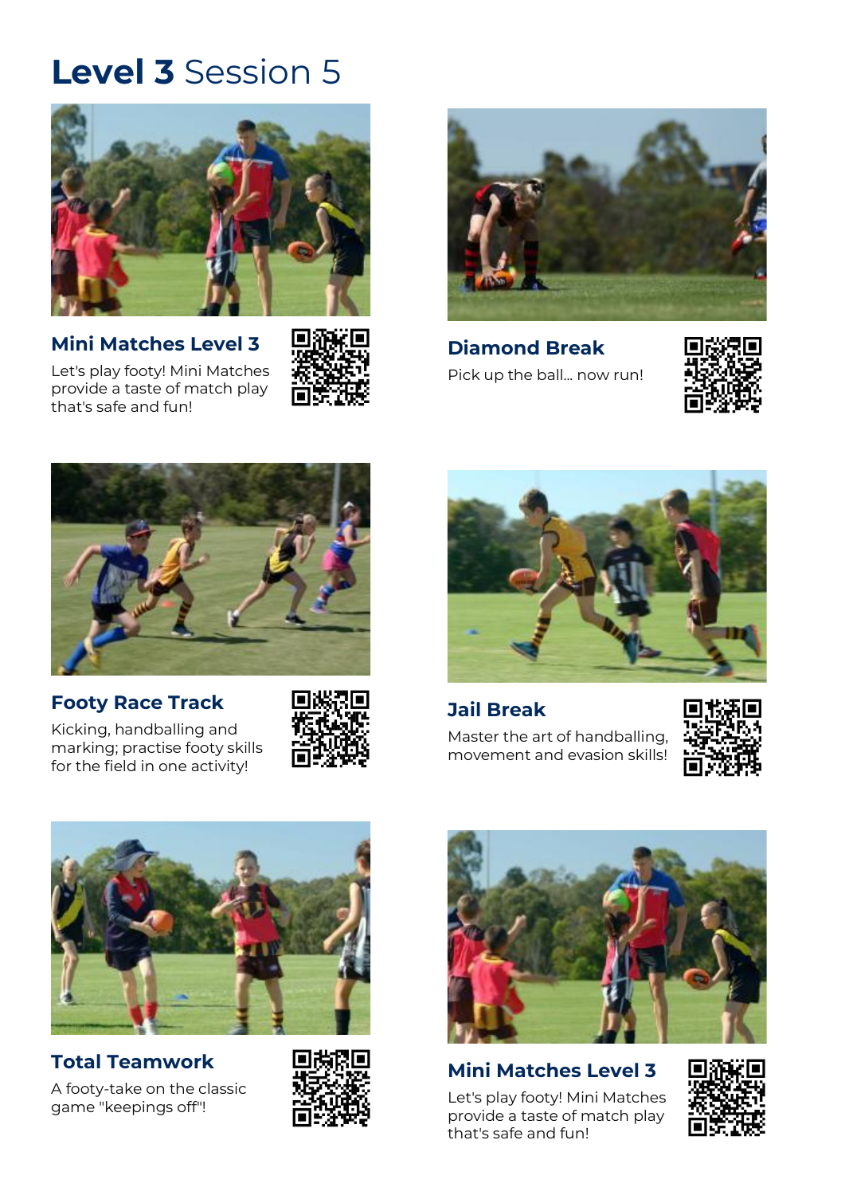# **Level 3** Session 5

### Mini Matches Level 3

Let's play footy! Mini Matches provide a taste of match play that's safe and fun!

### Diamond Break

Pick up the ball... now run!

### Footy Race Track

Kicking, handballing and marking; practise footy skills for the field in one activity!

### Jail Break

Master the art of handballing, movement and evasion skills!

### Total Teamwork

A footy-take on the classic game "keepings off"!

### Mini Matches Level 3

Let's play footy! Mini Matches provide a taste of match play that's safe and fun!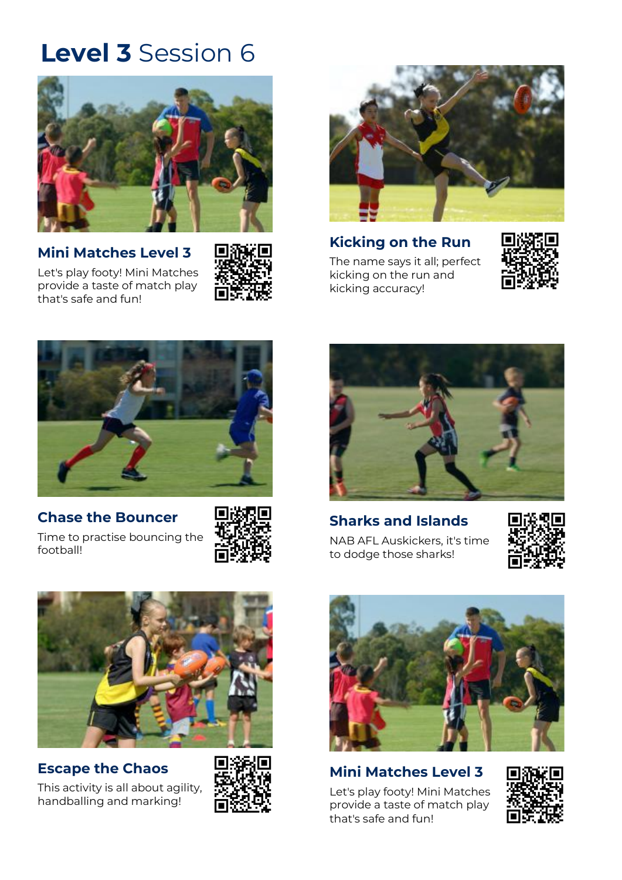# **Level 3** Session 6

### Mini Matches Level 3

Let's play footy! Mini Matches provide a taste of match play that's safe and fun!

### Kicking on the Run

The name says it all; perfect kicking on the run and kicking accuracy!

### Chase the Bouncer

Time to practise bouncing the football!

### Sharks and Islands

NAB AFL Auskickers, it's time to dodge those sharks!

### Escape the Chaos

This activity is all about agility, handballing and marking!

### Mini Matches Level 3

Let's play footy! Mini Matches provide a taste of match play that's safe and fun!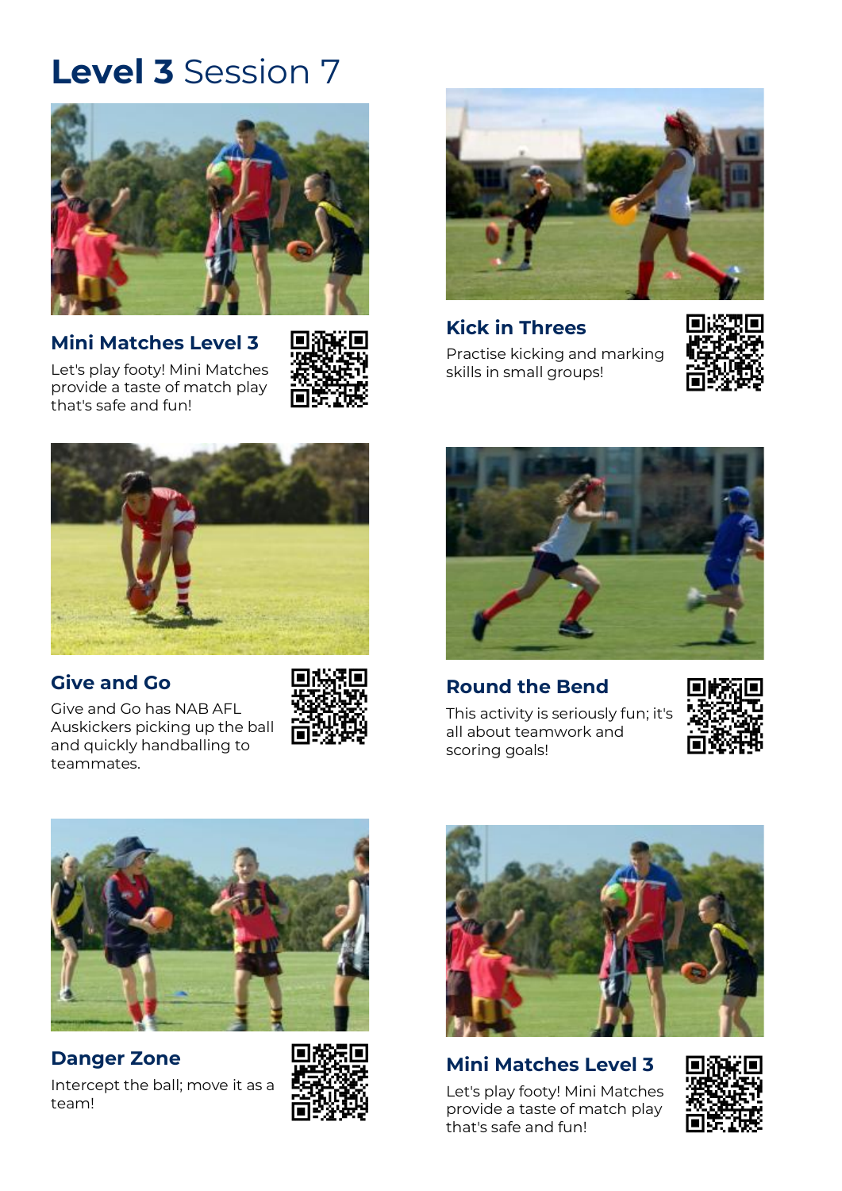# **Level 3** Session 7

### Mini Matches Level 3

Let's play footy! Mini Matches provide a taste of match play that's safe and fun!

### Kick in Threes

Practise kicking and marking skills in small groups!

### Give and Go

Give and Go has NAB AFL Auskickers picking up the ball and quickly handballing to teammates.

### Round the Bend

This activity is seriously fun; it's all about teamwork and scoring goals!

### Danger Zone

Intercept the ball; move it as a team!

### Mini Matches Level 3

Let's play footy! Mini Matches provide a taste of match play that's safe and fun!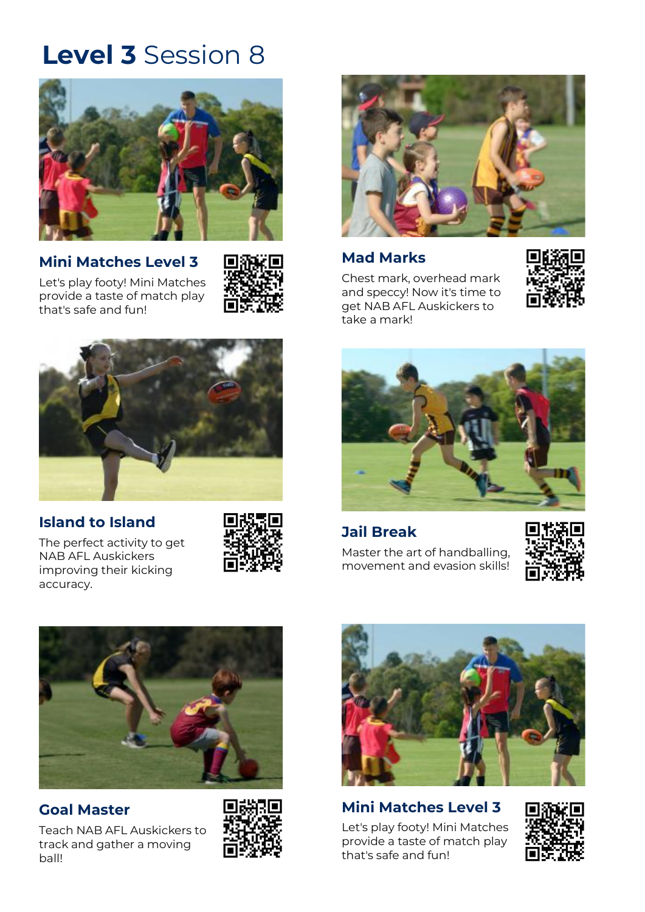# Level 3 Session 8

### Mini Matches Level 3

Let's play footy! Mini Matches provide a taste of match play that's safe and fun!

### Mad Marks

Chest mark, overhead mark and speccy! Now it's time to get NAB AFL Auskickers to take a mark!

### Island to Island

The perfect activity to get NAB AFL Auskickers improving their kicking accuracy.

### Jail Break

Master the art of handballing, movement and evasion skills!

### Goal Master

Teach NAB AFL Auskickers to track and gather a moving ball!

### Mini Matches Level 3

Let's play footy! Mini Matches provide a taste of match play that's safe and fun!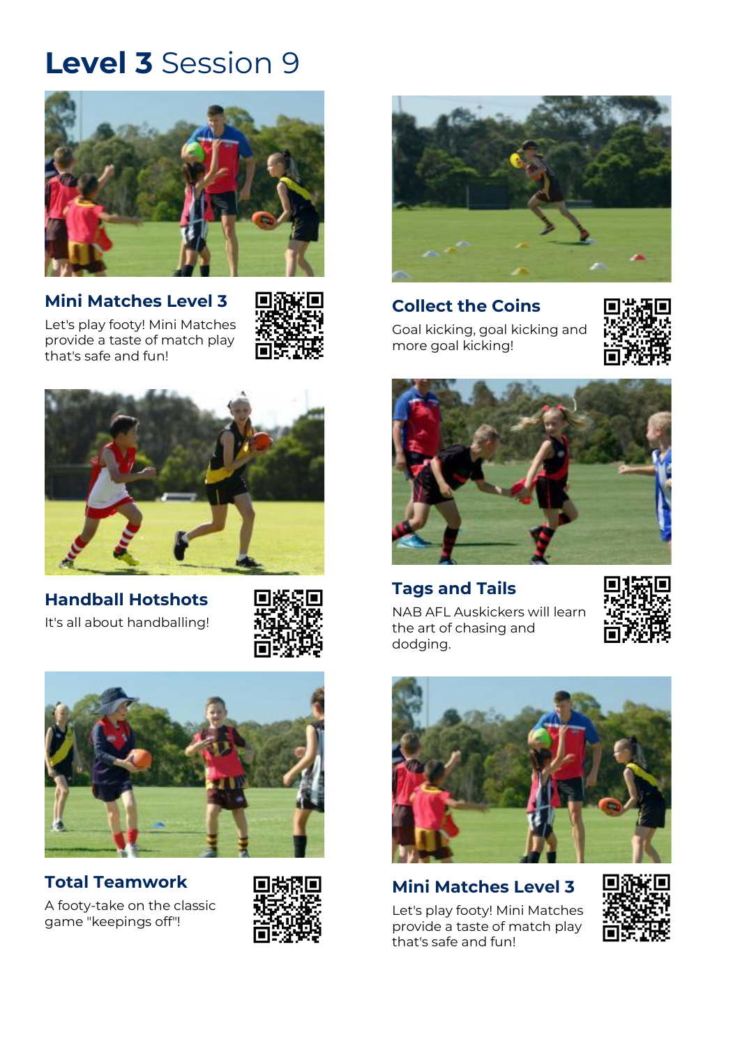# **Level 3** Session 9

### Mini Matches Level 3

Let's play footy! Mini Matches provide a taste of match play that's safe and fun!

### Collect the Coins

Goal kicking, goal kicking and more goal kicking!

### Handball Hotshots

It's all about handballing!

### Tags and Tails

NAB AFL Auskickers will learn the art of chasing and dodging.

### Total Teamwork

A footy-take on the classic game "keepings off"!

### Mini Matches Level 3

Let's play footy! Mini Matches provide a taste of match play that's safe and fun!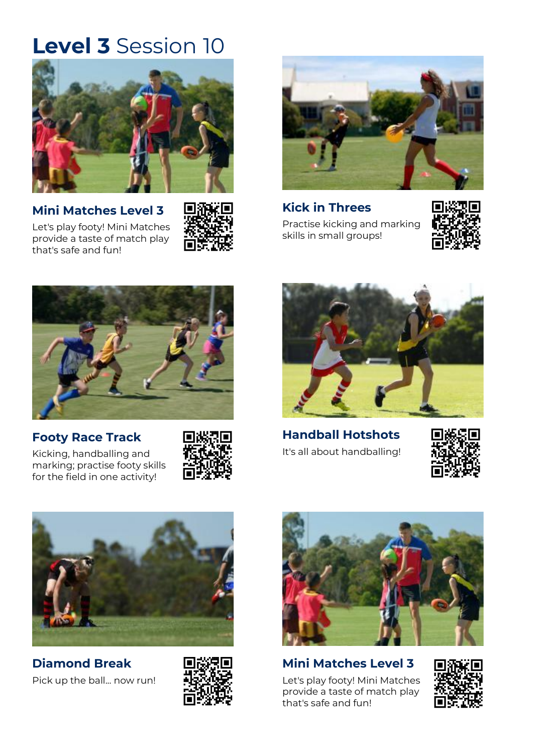# **Level 3** Session 10

### Mini Matches Level 3

Let's play footy! Mini Matches provide a taste of match play that's safe and fun!

### Kick in Threes

Practise kicking and marking skills in small groups!

### Footy Race Track

Kicking, handballing and marking; practise footy skills for the field in one activity!

### Handball Hotshots

It's all about handballing!

### Diamond Break

Pick up the ball... now run!

### Mini Matches Level 3

Let's play footy! Mini Matches provide a taste of match play that's safe and fun!